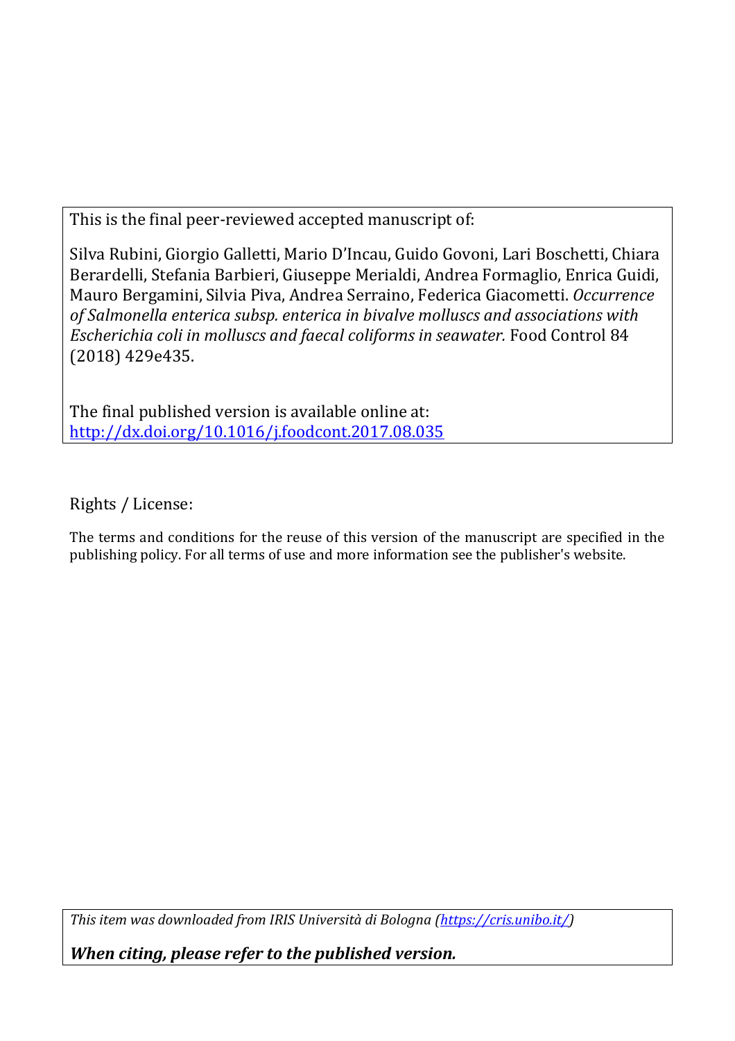This is the final peer-reviewed accepted manuscript of:

Silva Rubini, Giorgio Galletti, Mario D'Incau, Guido Govoni, Lari Boschetti, Chiara Berardelli, Stefania Barbieri, Giuseppe Merialdi, Andrea Formaglio, Enrica Guidi, Mauro Bergamini, Silvia Piva, Andrea Serraino, Federica Giacometti. *Occurrence of Salmonella enterica subsp. enterica in bivalve molluscs and associations with Escherichia coli in molluscs and faecal coliforms in seawater.* Food Control 84 (2018) 429e435.

The final published version is available online at: [http://dx.doi.org/10.1016/j.foodcont.2017.08.035](http://dx.doi.org/10.1016/j.foodcont.2017.08.035)

Rights / License:

The terms and conditions for the reuse of this version of the manuscript are specified in the publishing policy. For all terms of use and more information see the publisher's website.

*This item was downloaded from IRIS Università di Bologna ([https://cris.unibo.it/](https://cris.unibo.it/))*

***When citing, please refer to the published version.***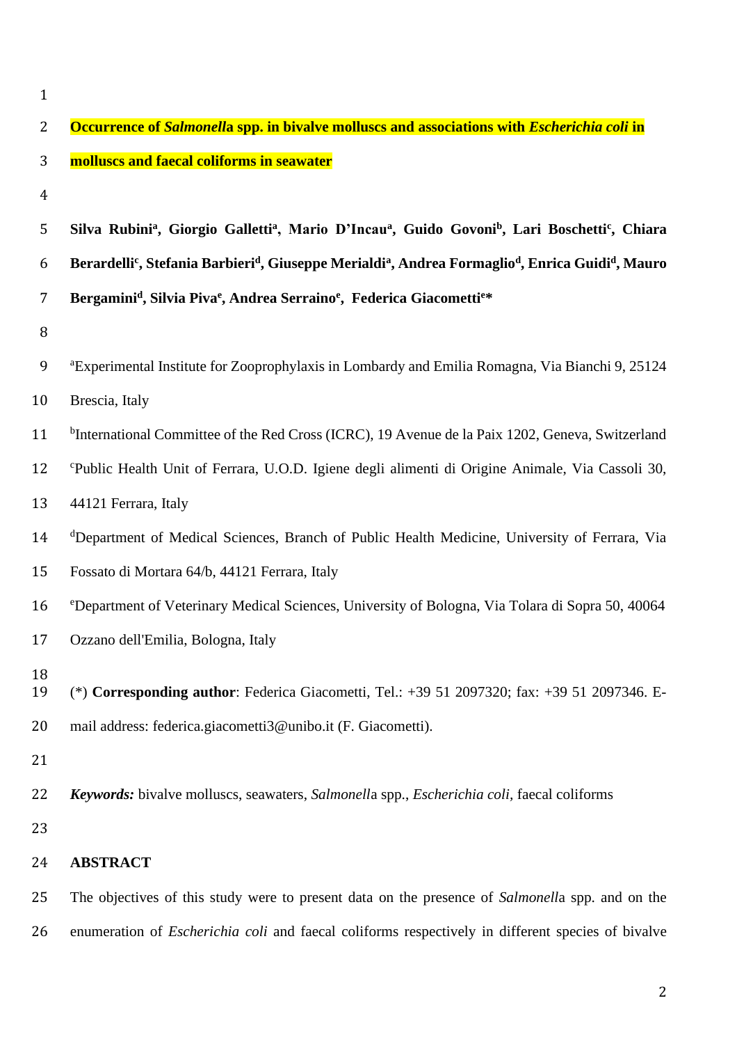# Occurrence of *Salmonella* spp. in bivalve molluscs and associations with *Escherichia coli* in molluscs and faecal coliforms in seawater

**Silva Rubini[a], Giorgio Galletti[a], Mario D'Incau[a], Guido Govoni[b], Lari Boschetti[c], Chiara Berardelli[c], Stefania Barbieri[d], Giuseppe Merialdi[a], Andrea Formaglio[d], Enrica Guidi[d], Mauro Bergamini[d], Silvia Piva[e], Andrea Serraino[e], Federica Giacometti[e]***

[a]Experimental Institute for Zooprophylaxis in Lombardy and Emilia Romagna, Via Bianchi 9, 25124 Brescia, Italy

[b]International Committee of the Red Cross (ICRC), 19 Avenue de la Paix 1202, Geneva, Switzerland

[c]Public Health Unit of Ferrara, U.O.D. Igiene degli alimenti di Origine Animale, Via Cassoli 30, 44121 Ferrara, Italy

[d]Department of Medical Sciences, Branch of Public Health Medicine, University of Ferrara, Via Fossato di Mortara 64/b, 44121 Ferrara, Italy

[e]Department of Veterinary Medical Sciences, University of Bologna, Via Tolara di Sopra 50, 40064 Ozzano dell'Emilia, Bologna, Italy

(*) **Corresponding author**: Federica Giacometti, Tel.: +39 51 2097320; fax: +39 51 2097346. E-mail address: federica.giacometti3@unibo.it (F. Giacometti).

***Keywords:*** bivalve molluscs, seawaters, *Salmonella* spp., *Escherichia coli*, faecal coliforms

## ABSTRACT

The objectives of this study were to present data on the presence of *Salmonella* spp. and on the enumeration of *Escherichia coli* and faecal coliforms respectively in different species of bivalve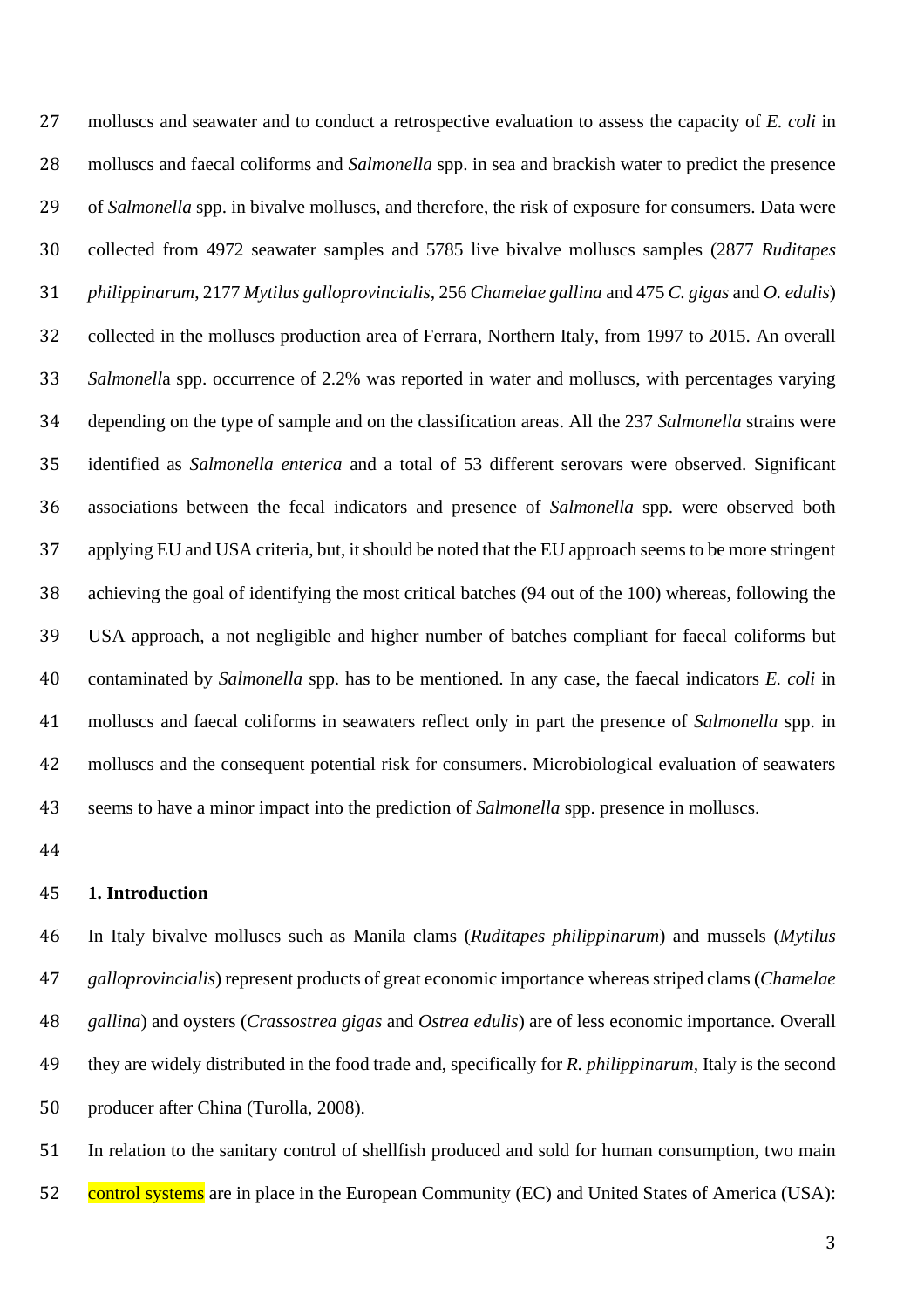molluscs and seawater and to conduct a retrospective evaluation to assess the capacity of *E. coli* in molluscs and faecal coliforms and *Salmonella* spp. in sea and brackish water to predict the presence of *Salmonella* spp. in bivalve molluscs, and therefore, the risk of exposure for consumers. Data were collected from 4972 seawater samples and 5785 live bivalve molluscs samples (2877 *Ruditapes philippinarum*, 2177 *Mytilus galloprovincialis*, 256 *Chamelae gallina* and 475 *C. gigas* and *O. edulis*) collected in the molluscs production area of Ferrara, Northern Italy, from 1997 to 2015. An overall *Salmonell*a spp. occurrence of 2.2% was reported in water and molluscs, with percentages varying depending on the type of sample and on the classification areas. All the 237 *Salmonella* strains were identified as *Salmonella enterica* and a total of 53 different serovars were observed. Significant associations between the fecal indicators and presence of *Salmonella* spp. were observed both applying EU and USA criteria, but, it should be noted that the EU approach seems to be more stringent achieving the goal of identifying the most critical batches (94 out of the 100) whereas, following the USA approach, a not negligible and higher number of batches compliant for faecal coliforms but contaminated by *Salmonella* spp. has to be mentioned. In any case, the faecal indicators *E. coli* in molluscs and faecal coliforms in seawaters reflect only in part the presence of *Salmonella* spp. in molluscs and the consequent potential risk for consumers. Microbiological evaluation of seawaters seems to have a minor impact into the prediction of *Salmonella* spp. presence in molluscs.

## 1. Introduction

In Italy bivalve molluscs such as Manila clams (*Ruditapes philippinarum*) and mussels (*Mytilus galloprovincialis*) represent products of great economic importance whereas striped clams (*Chamelae gallina*) and oysters (*Crassostrea gigas* and *Ostrea edulis*) are of less economic importance. Overall they are widely distributed in the food trade and, specifically for *R. philippinarum*, Italy is the second producer after China (Turolla, 2008).

In relation to the sanitary control of shellfish produced and sold for human consumption, two main control systems are in place in the European Community (EC) and United States of America (USA):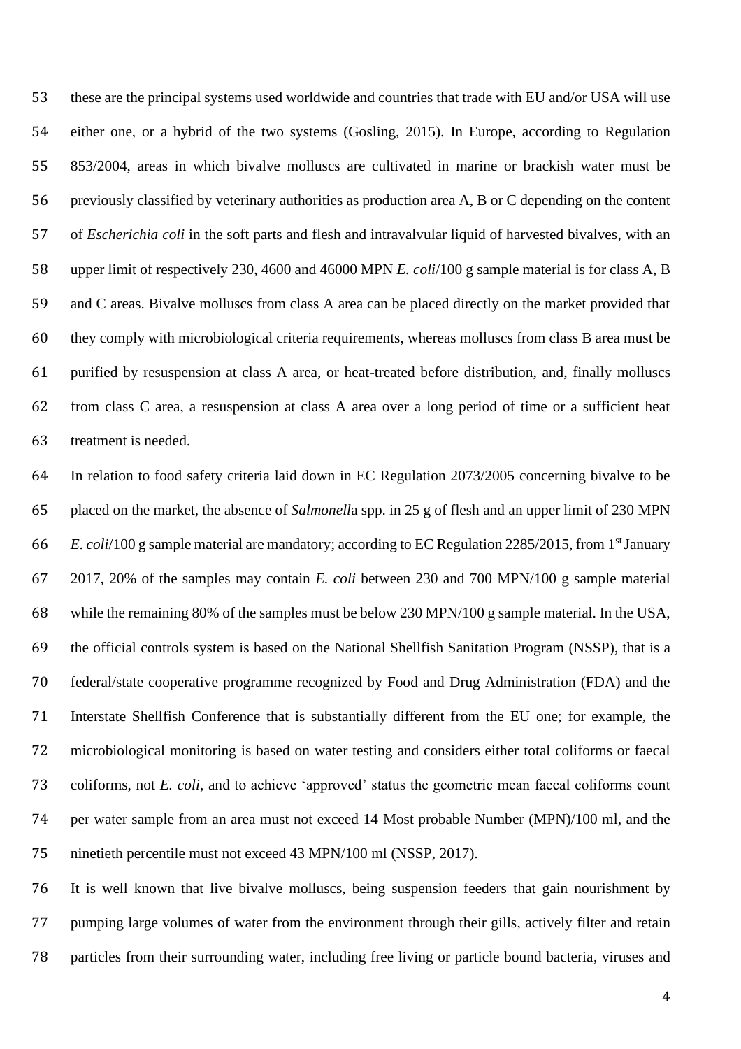these are the principal systems used worldwide and countries that trade with EU and/or USA will use either one, or a hybrid of the two systems (Gosling, 2015). In Europe, according to Regulation 853/2004, areas in which bivalve molluscs are cultivated in marine or brackish water must be previously classified by veterinary authorities as production area A, B or C depending on the content of *Escherichia coli* in the soft parts and flesh and intravalvular liquid of harvested bivalves, with an upper limit of respectively 230, 4600 and 46000 MPN *E. coli*/100 g sample material is for class A, B and C areas. Bivalve molluscs from class A area can be placed directly on the market provided that they comply with microbiological criteria requirements, whereas molluscs from class B area must be purified by resuspension at class A area, or heat-treated before distribution, and, finally molluscs from class C area, a resuspension at class A area over a long period of time or a sufficient heat treatment is needed.

In relation to food safety criteria laid down in EC Regulation 2073/2005 concerning bivalve to be placed on the market, the absence of *Salmonell*a spp. in 25 g of flesh and an upper limit of 230 MPN *E. coli*/100 g sample material are mandatory; according to EC Regulation 2285/2015, from 1st January 2017, 20% of the samples may contain *E. coli* between 230 and 700 MPN/100 g sample material while the remaining 80% of the samples must be below 230 MPN/100 g sample material. In the USA, the official controls system is based on the National Shellfish Sanitation Program (NSSP), that is a federal/state cooperative programme recognized by Food and Drug Administration (FDA) and the Interstate Shellfish Conference that is substantially different from the EU one; for example, the microbiological monitoring is based on water testing and considers either total coliforms or faecal coliforms, not *E. coli*, and to achieve 'approved' status the geometric mean faecal coliforms count per water sample from an area must not exceed 14 Most probable Number (MPN)/100 ml, and the ninetieth percentile must not exceed 43 MPN/100 ml (NSSP, 2017).

It is well known that live bivalve molluscs, being suspension feeders that gain nourishment by pumping large volumes of water from the environment through their gills, actively filter and retain particles from their surrounding water, including free living or particle bound bacteria, viruses and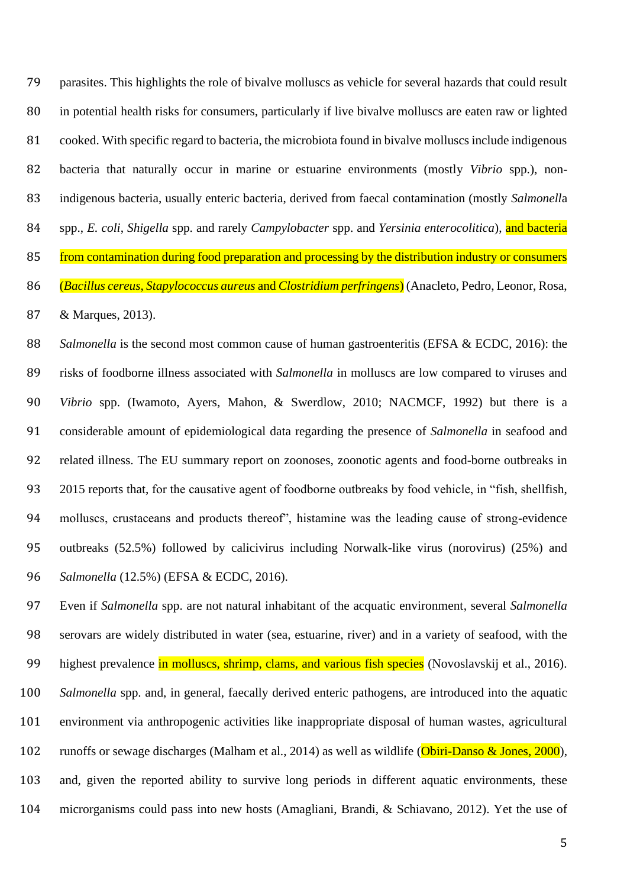parasites. This highlights the role of bivalve molluscs as vehicle for several hazards that could result in potential health risks for consumers, particularly if live bivalve molluscs are eaten raw or lighted cooked. With specific regard to bacteria, the microbiota found in bivalve molluscs include indigenous bacteria that naturally occur in marine or estuarine environments (mostly *Vibrio* spp.), non-indigenous bacteria, usually enteric bacteria, derived from faecal contamination (mostly *Salmonell*a spp., *E. coli*, *Shigella* spp. and rarely *Campylobacter* spp. and *Yersinia enterocolitica*), and bacteria from contamination during food preparation and processing by the distribution industry or consumers (*Bacillus cereus*, *Stapylococcus aureus* and *Clostridium perfringens*) (Anacleto, Pedro, Leonor, Rosa, & Marques, 2013).

*Salmonella* is the second most common cause of human gastroenteritis (EFSA & ECDC, 2016): the risks of foodborne illness associated with *Salmonella* in molluscs are low compared to viruses and *Vibrio* spp. (Iwamoto, Ayers, Mahon, & Swerdlow, 2010; NACMCF, 1992) but there is a considerable amount of epidemiological data regarding the presence of *Salmonella* in seafood and related illness. The EU summary report on zoonoses, zoonotic agents and food-borne outbreaks in 2015 reports that, for the causative agent of foodborne outbreaks by food vehicle, in "fish, shellfish, molluscs, crustaceans and products thereof", histamine was the leading cause of strong-evidence outbreaks (52.5%) followed by calicivirus including Norwalk-like virus (norovirus) (25%) and *Salmonella* (12.5%) (EFSA & ECDC, 2016).

Even if *Salmonella* spp. are not natural inhabitant of the acquatic environment, several *Salmonella* serovars are widely distributed in water (sea, estuarine, river) and in a variety of seafood, with the highest prevalence in molluscs, shrimp, clams, and various fish species (Novoslavskij et al., 2016). *Salmonella* spp. and, in general, faecally derived enteric pathogens, are introduced into the aquatic environment via anthropogenic activities like inappropriate disposal of human wastes, agricultural runoffs or sewage discharges (Malham et al., 2014) as well as wildlife (Obiri-Danso & Jones, 2000), and, given the reported ability to survive long periods in different aquatic environments, these microrganisms could pass into new hosts (Amagliani, Brandi, & Schiavano, 2012). Yet the use of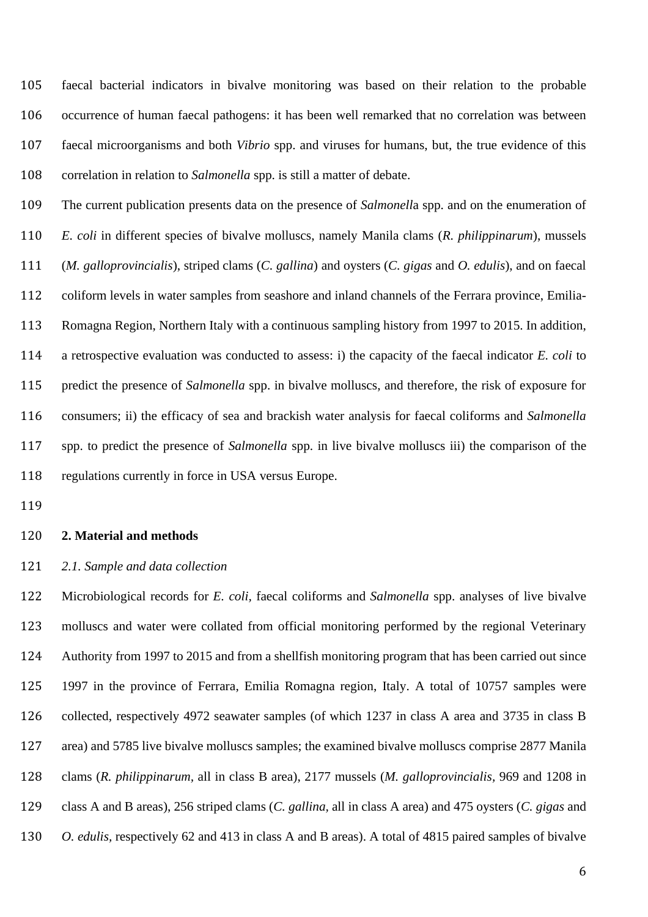faecal bacterial indicators in bivalve monitoring was based on their relation to the probable occurrence of human faecal pathogens: it has been well remarked that no correlation was between faecal microorganisms and both *Vibrio* spp. and viruses for humans, but, the true evidence of this correlation in relation to *Salmonella* spp. is still a matter of debate.

The current publication presents data on the presence of *Salmonell*a spp. and on the enumeration of *E. coli* in different species of bivalve molluscs, namely Manila clams (*R. philippinarum*), mussels (*M. galloprovincialis*), striped clams (*C. gallina*) and oysters (*C. gigas* and *O. edulis*), and on faecal coliform levels in water samples from seashore and inland channels of the Ferrara province, Emilia-Romagna Region, Northern Italy with a continuous sampling history from 1997 to 2015. In addition, a retrospective evaluation was conducted to assess: i) the capacity of the faecal indicator *E. coli* to predict the presence of *Salmonella* spp. in bivalve molluscs, and therefore, the risk of exposure for consumers; ii) the efficacy of sea and brackish water analysis for faecal coliforms and *Salmonella* spp. to predict the presence of *Salmonella* spp. in live bivalve molluscs iii) the comparison of the regulations currently in force in USA versus Europe.

## 2. Material and methods

### *2.1. Sample and data collection*

Microbiological records for *E. coli*, faecal coliforms and *Salmonella* spp. analyses of live bivalve molluscs and water were collated from official monitoring performed by the regional Veterinary Authority from 1997 to 2015 and from a shellfish monitoring program that has been carried out since 1997 in the province of Ferrara, Emilia Romagna region, Italy. A total of 10757 samples were collected, respectively 4972 seawater samples (of which 1237 in class A area and 3735 in class B area) and 5785 live bivalve molluscs samples; the examined bivalve molluscs comprise 2877 Manila clams (*R. philippinarum*, all in class B area), 2177 mussels (*M. galloprovincialis*, 969 and 1208 in class A and B areas), 256 striped clams (*C. gallina*, all in class A area) and 475 oysters (*C. gigas* and *O. edulis*, respectively 62 and 413 in class A and B areas). A total of 4815 paired samples of bivalve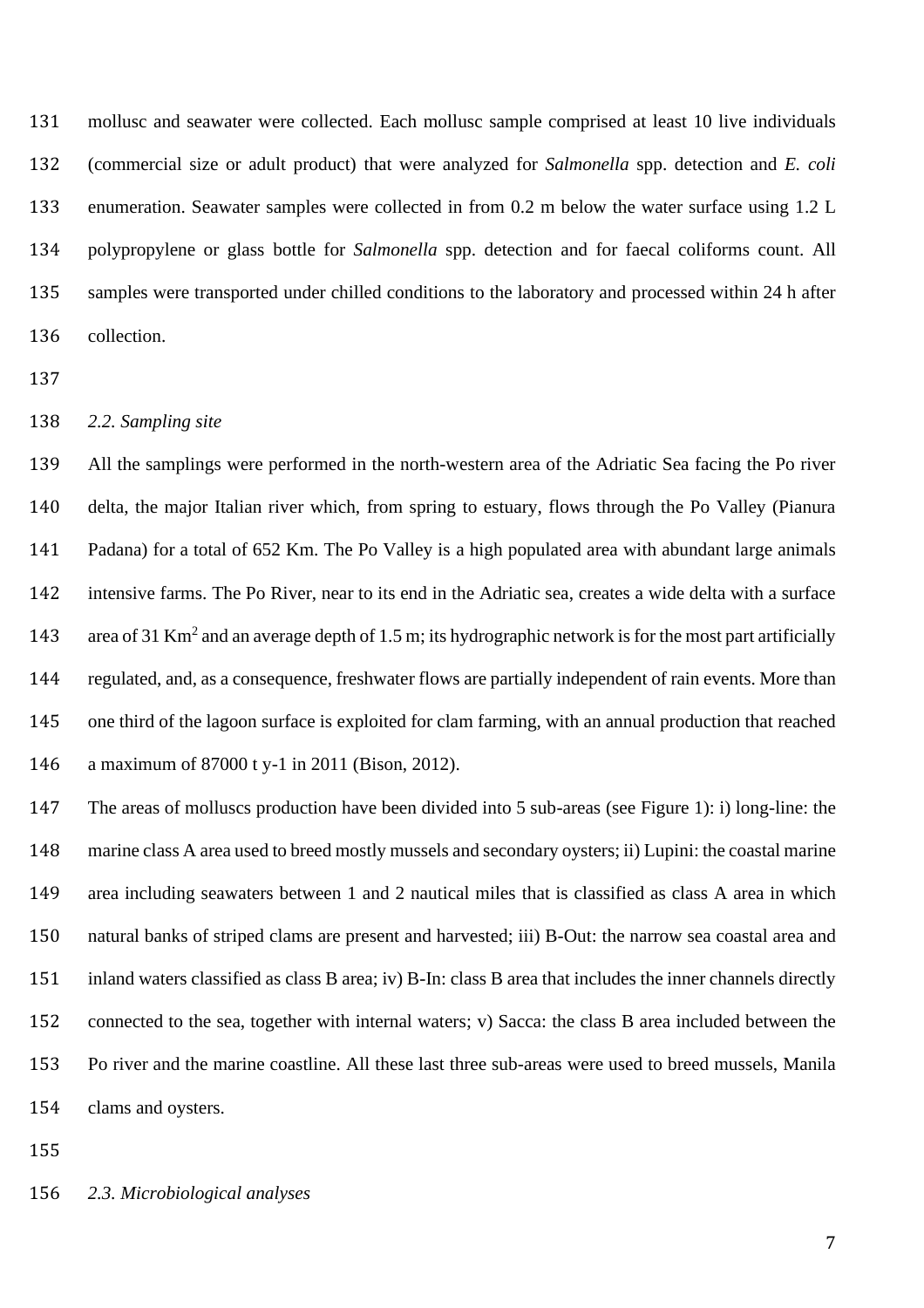mollusc and seawater were collected. Each mollusc sample comprised at least 10 live individuals (commercial size or adult product) that were analyzed for *Salmonella* spp. detection and *E. coli* enumeration. Seawater samples were collected in from 0.2 m below the water surface using 1.2 L polypropylene or glass bottle for *Salmonella* spp. detection and for faecal coliforms count. All samples were transported under chilled conditions to the laboratory and processed within 24 h after collection.

### *2.2. Sampling site*

All the samplings were performed in the north-western area of the Adriatic Sea facing the Po river delta, the major Italian river which, from spring to estuary, flows through the Po Valley (Pianura Padana) for a total of 652 Km. The Po Valley is a high populated area with abundant large animals intensive farms. The Po River, near to its end in the Adriatic sea, creates a wide delta with a surface area of 31 $Km^2$ and an average depth of 1.5 m; its hydrographic network is for the most part artificially regulated, and, as a consequence, freshwater flows are partially independent of rain events. More than one third of the lagoon surface is exploited for clam farming, with an annual production that reached a maximum of 87000 t y-1 in 2011 (Bison, 2012).

The areas of molluscs production have been divided into 5 sub-areas (see Figure 1): i) long-line: the marine class A area used to breed mostly mussels and secondary oysters; ii) Lupini: the coastal marine area including seawaters between 1 and 2 nautical miles that is classified as class A area in which natural banks of striped clams are present and harvested; iii) B-Out: the narrow sea coastal area and inland waters classified as class B area; iv) B-In: class B area that includes the inner channels directly connected to the sea, together with internal waters; v) Sacca: the class B area included between the Po river and the marine coastline. All these last three sub-areas were used to breed mussels, Manila clams and oysters.

### *2.3. Microbiological analyses*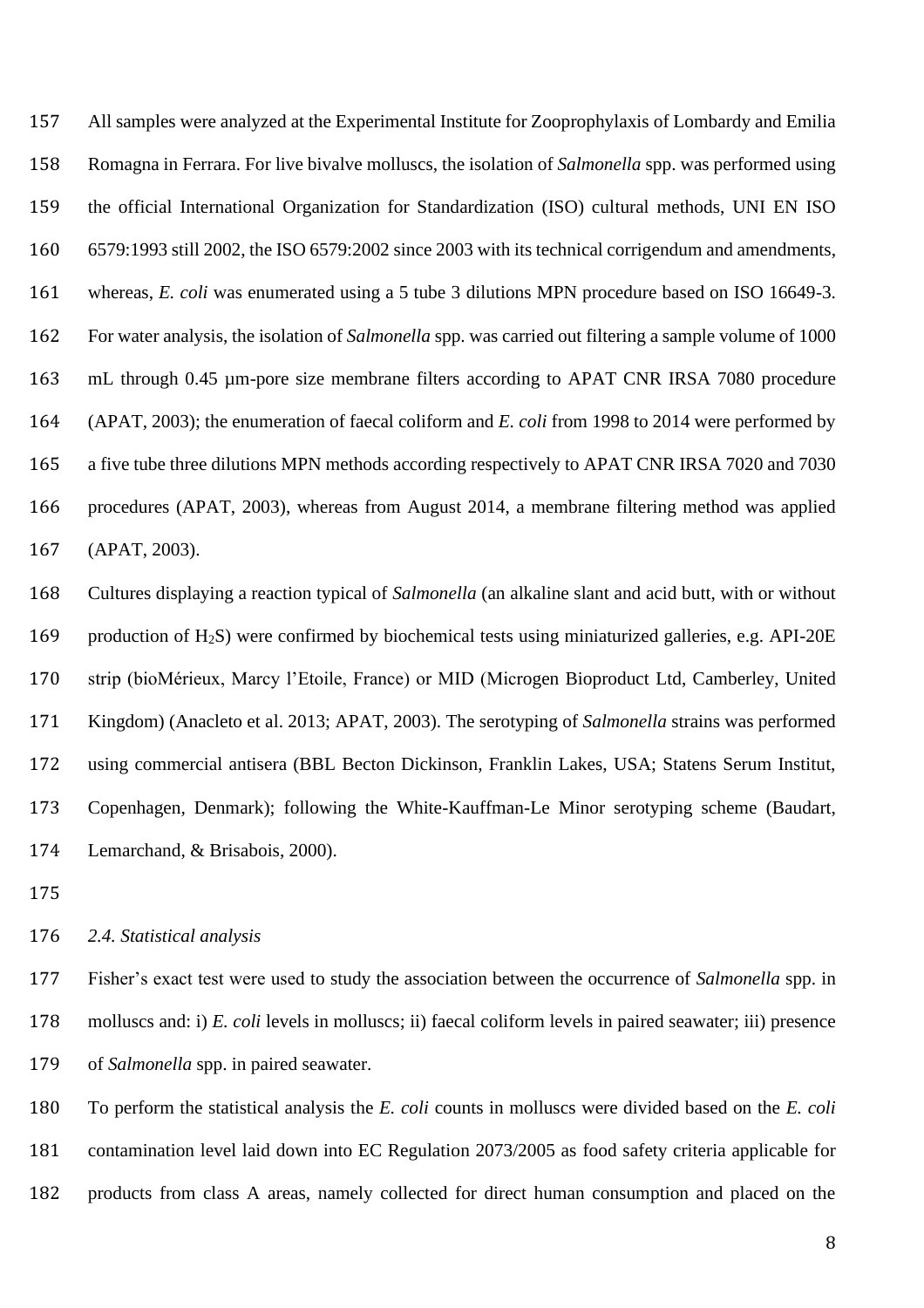All samples were analyzed at the Experimental Institute for Zooprophylaxis of Lombardy and Emilia Romagna in Ferrara. For live bivalve molluscs, the isolation of *Salmonella* spp. was performed using the official International Organization for Standardization (ISO) cultural methods, UNI EN ISO 6579:1993 still 2002, the ISO 6579:2002 since 2003 with its technical corrigendum and amendments, whereas, *E. coli* was enumerated using a 5 tube 3 dilutions MPN procedure based on ISO 16649-3. For water analysis, the isolation of *Salmonella* spp. was carried out filtering a sample volume of 1000 mL through 0.45 µm-pore size membrane filters according to APAT CNR IRSA 7080 procedure (APAT, 2003); the enumeration of faecal coliform and *E. coli* from 1998 to 2014 were performed by a five tube three dilutions MPN methods according respectively to APAT CNR IRSA 7020 and 7030 procedures (APAT, 2003), whereas from August 2014, a membrane filtering method was applied (APAT, 2003).

Cultures displaying a reaction typical of *Salmonella* (an alkaline slant and acid butt, with or without production of $H_2S$) were confirmed by biochemical tests using miniaturized galleries, e.g. API-20E strip (bioMérieux, Marcy l'Etoile, France) or MID (Microgen Bioproduct Ltd, Camberley, United Kingdom) (Anacleto et al. 2013; APAT, 2003). The serotyping of *Salmonella* strains was performed using commercial antisera (BBL Becton Dickinson, Franklin Lakes, USA; Statens Serum Institut, Copenhagen, Denmark); following the White-Kauffman-Le Minor serotyping scheme (Baudart, Lemarchand, & Brisabois, 2000).

### *2.4. Statistical analysis*

Fisher's exact test were used to study the association between the occurrence of *Salmonella* spp. in molluscs and: i) *E. coli* levels in molluscs; ii) faecal coliform levels in paired seawater; iii) presence of *Salmonella* spp. in paired seawater.

To perform the statistical analysis the *E. coli* counts in molluscs were divided based on the *E. coli* contamination level laid down into EC Regulation 2073/2005 as food safety criteria applicable for products from class A areas, namely collected for direct human consumption and placed on the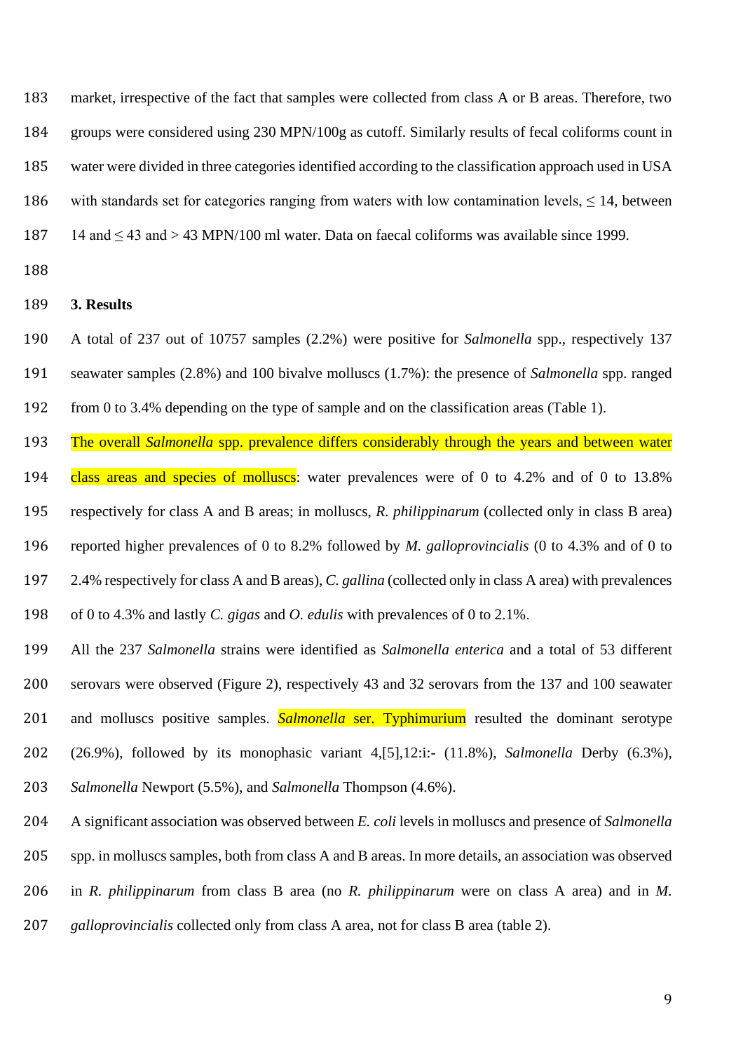market, irrespective of the fact that samples were collected from class A or B areas. Therefore, two groups were considered using 230 MPN/100g as cutoff. Similarly results of fecal coliforms count in water were divided in three categories identified according to the classification approach used in USA with standards set for categories ranging from waters with low contamination levels, ≤ 14, between 14 and ≤ 43 and > 43 MPN/100 ml water. Data on faecal coliforms was available since 1999.

## 3. Results

A total of 237 out of 10757 samples (2.2%) were positive for *Salmonella* spp., respectively 137 seawater samples (2.8%) and 100 bivalve molluscs (1.7%): the presence of *Salmonella* spp. ranged from 0 to 3.4% depending on the type of sample and on the classification areas (Table 1).

The overall *Salmonella* spp. prevalence differs considerably through the years and between water class areas and species of molluscs: water prevalences were of 0 to 4.2% and of 0 to 13.8% respectively for class A and B areas; in molluscs, *R. philippinarum* (collected only in class B area) reported higher prevalences of 0 to 8.2% followed by *M. galloprovincialis* (0 to 4.3% and of 0 to 2.4% respectively for class A and B areas), *C. gallina* (collected only in class A area) with prevalences of 0 to 4.3% and lastly *C. gigas* and *O. edulis* with prevalences of 0 to 2.1%.

All the 237 *Salmonella* strains were identified as *Salmonella enterica* and a total of 53 different serovars were observed (Figure 2), respectively 43 and 32 serovars from the 137 and 100 seawater and molluscs positive samples. *Salmonella* ser. Typhimurium resulted the dominant serotype (26.9%), followed by its monophasic variant 4,[5],12:i:- (11.8%), *Salmonella* Derby (6.3%), *Salmonella* Newport (5.5%), and *Salmonella* Thompson (4.6%).

A significant association was observed between *E. coli* levels in molluscs and presence of *Salmonella* spp. in molluscs samples, both from class A and B areas. In more details, an association was observed in *R. philippinarum* from class B area (no *R. philippinarum* were on class A area) and in *M. galloprovincialis* collected only from class A area, not for class B area (table 2).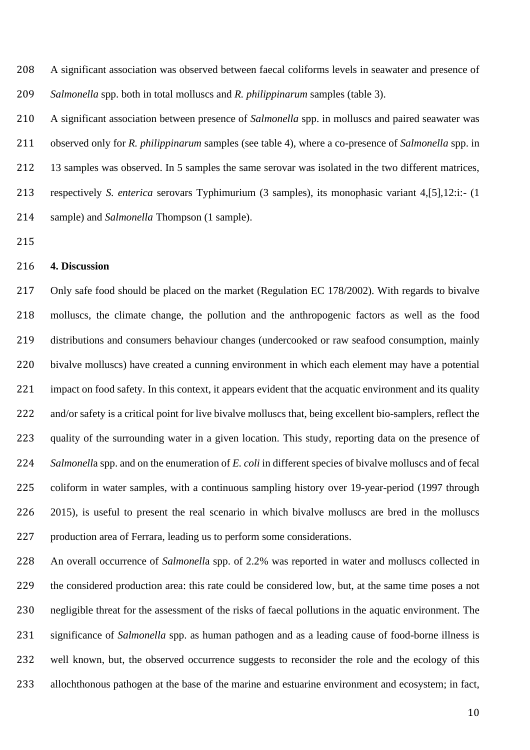A significant association was observed between faecal coliforms levels in seawater and presence of *Salmonella* spp. both in total molluscs and *R. philippinarum* samples (table 3).

A significant association between presence of *Salmonella* spp. in molluscs and paired seawater was observed only for *R. philippinarum* samples (see table 4), where a co-presence of *Salmonella* spp. in 13 samples was observed. In 5 samples the same serovar was isolated in the two different matrices, respectively *S. enterica* serovars Typhimurium (3 samples), its monophasic variant 4,[5],12:i:- (1 sample) and *Salmonella* Thompson (1 sample).

## 4. Discussion

Only safe food should be placed on the market (Regulation EC 178/2002). With regards to bivalve molluscs, the climate change, the pollution and the anthropogenic factors as well as the food distributions and consumers behaviour changes (undercooked or raw seafood consumption, mainly bivalve molluscs) have created a cunning environment in which each element may have a potential impact on food safety. In this context, it appears evident that the acquatic environment and its quality and/or safety is a critical point for live bivalve molluscs that, being excellent bio-samplers, reflect the quality of the surrounding water in a given location. This study, reporting data on the presence of *Salmonell*a spp. and on the enumeration of *E. coli* in different species of bivalve molluscs and of fecal coliform in water samples, with a continuous sampling history over 19-year-period (1997 through 2015), is useful to present the real scenario in which bivalve molluscs are bred in the molluscs production area of Ferrara, leading us to perform some considerations.

An overall occurrence of *Salmonell*a spp. of 2.2% was reported in water and molluscs collected in the considered production area: this rate could be considered low, but, at the same time poses a not negligible threat for the assessment of the risks of faecal pollutions in the aquatic environment. The significance of *Salmonella* spp. as human pathogen and as a leading cause of food-borne illness is well known, but, the observed occurrence suggests to reconsider the role and the ecology of this allochthonous pathogen at the base of the marine and estuarine environment and ecosystem; in fact,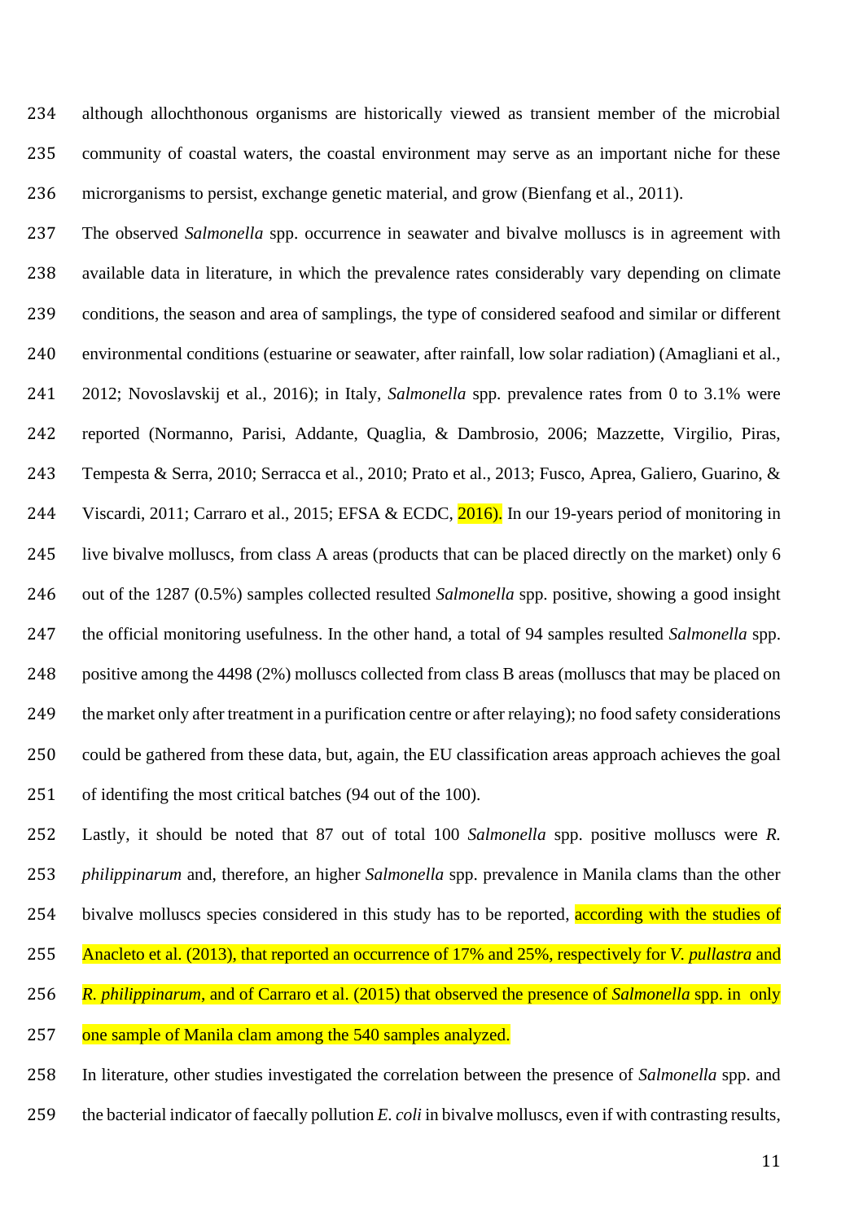although allochthonous organisms are historically viewed as transient member of the microbial community of coastal waters, the coastal environment may serve as an important niche for these microrganisms to persist, exchange genetic material, and grow (Bienfang et al., 2011).

The observed *Salmonella* spp. occurrence in seawater and bivalve molluscs is in agreement with available data in literature, in which the prevalence rates considerably vary depending on climate conditions, the season and area of samplings, the type of considered seafood and similar or different environmental conditions (estuarine or seawater, after rainfall, low solar radiation) (Amagliani et al., 2012; Novoslavskij et al., 2016); in Italy, *Salmonella* spp. prevalence rates from 0 to 3.1% were reported (Normanno, Parisi, Addante, Quaglia, & Dambrosio, 2006; Mazzette, Virgilio, Piras, Tempesta & Serra, 2010; Serracca et al., 2010; Prato et al., 2013; Fusco, Aprea, Galiero, Guarino, & Viscardi, 2011; Carraro et al., 2015; EFSA & ECDC, 2016). In our 19-years period of monitoring in live bivalve molluscs, from class A areas (products that can be placed directly on the market) only 6 out of the 1287 (0.5%) samples collected resulted *Salmonella* spp. positive, showing a good insight the official monitoring usefulness. In the other hand, a total of 94 samples resulted *Salmonella* spp. positive among the 4498 (2%) molluscs collected from class B areas (molluscs that may be placed on the market only after treatment in a purification centre or after relaying); no food safety considerations could be gathered from these data, but, again, the EU classification areas approach achieves the goal of identifing the most critical batches (94 out of the 100).

Lastly, it should be noted that 87 out of total 100 *Salmonella* spp. positive molluscs were *R. philippinarum* and, therefore, an higher *Salmonella* spp. prevalence in Manila clams than the other bivalve molluscs species considered in this study has to be reported, according with the studies of Anacleto et al. (2013), that reported an occurrence of 17% and 25%, respectively for *V. pullastra* and *R. philippinarum*, and of Carraro et al. (2015) that observed the presence of *Salmonella* spp. in only one sample of Manila clam among the 540 samples analyzed.

In literature, other studies investigated the correlation between the presence of *Salmonella* spp. and the bacterial indicator of faecally pollution *E. coli* in bivalve molluscs, even if with contrasting results,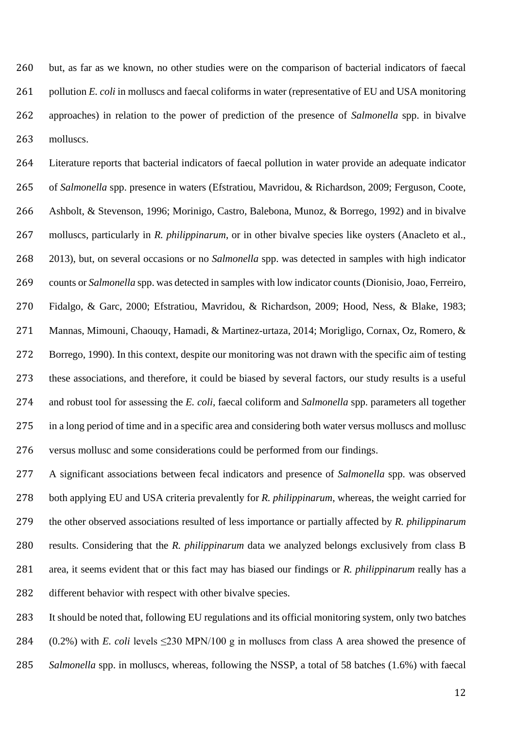but, as far as we known, no other studies were on the comparison of bacterial indicators of faecal pollution *E. coli* in molluscs and faecal coliforms in water (representative of EU and USA monitoring approaches) in relation to the power of prediction of the presence of *Salmonella* spp. in bivalve molluscs.

Literature reports that bacterial indicators of faecal pollution in water provide an adequate indicator of *Salmonella* spp. presence in waters (Efstratiou, Mavridou, & Richardson, 2009; Ferguson, Coote, Ashbolt, & Stevenson, 1996; Morinigo, Castro, Balebona, Munoz, & Borrego, 1992) and in bivalve molluscs, particularly in *R. philippinarum*, or in other bivalve species like oysters (Anacleto et al., 2013), but, on several occasions or no *Salmonella* spp. was detected in samples with high indicator counts or *Salmonella* spp. was detected in samples with low indicator counts (Dionisio, Joao, Ferreiro, Fidalgo, & Garc, 2000; Efstratiou, Mavridou, & Richardson, 2009; Hood, Ness, & Blake, 1983; Mannas, Mimouni, Chaouqy, Hamadi, & Martinez-urtaza, 2014; Morigligo, Cornax, Oz, Romero, & Borrego, 1990). In this context, despite our monitoring was not drawn with the specific aim of testing these associations, and therefore, it could be biased by several factors, our study results is a useful and robust tool for assessing the *E. coli*, faecal coliform and *Salmonella* spp. parameters all together in a long period of time and in a specific area and considering both water versus molluscs and mollusc versus mollusc and some considerations could be performed from our findings.

A significant associations between fecal indicators and presence of *Salmonella* spp. was observed both applying EU and USA criteria prevalently for *R. philippinarum*, whereas, the weight carried for the other observed associations resulted of less importance or partially affected by *R. philippinarum* results. Considering that the *R. philippinarum* data we analyzed belongs exclusively from class B area, it seems evident that or this fact may has biased our findings or *R. philippinarum* really has a different behavior with respect with other bivalve species.

It should be noted that, following EU regulations and its official monitoring system, only two batches (0.2%) with *E. coli* levels ≤230 MPN/100 g in molluscs from class A area showed the presence of *Salmonella* spp. in molluscs, whereas, following the NSSP, a total of 58 batches (1.6%) with faecal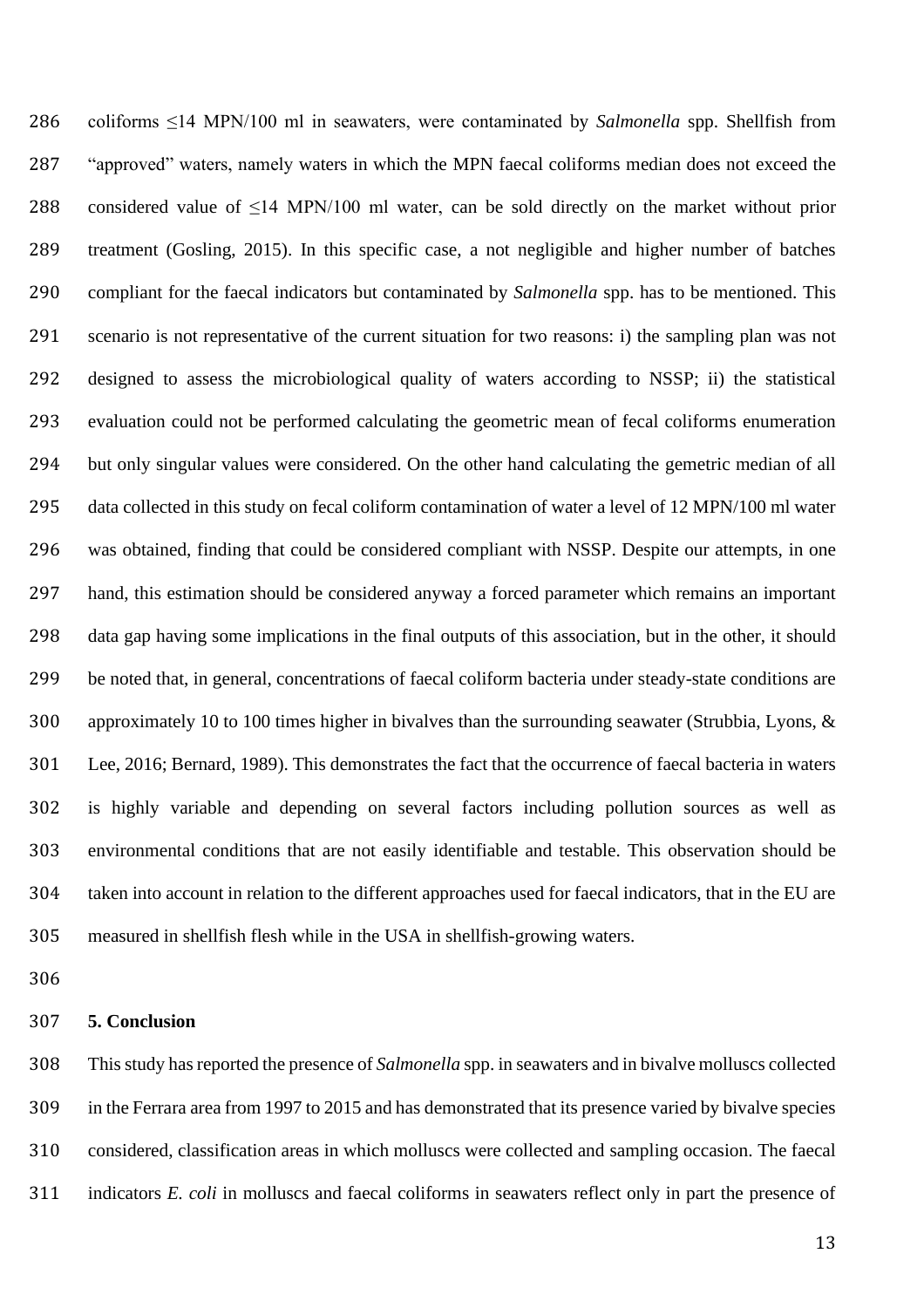coliforms ≤14 MPN/100 ml in seawaters, were contaminated by *Salmonella* spp. Shellfish from "approved" waters, namely waters in which the MPN faecal coliforms median does not exceed the considered value of ≤14 MPN/100 ml water, can be sold directly on the market without prior treatment (Gosling, 2015). In this specific case, a not negligible and higher number of batches compliant for the faecal indicators but contaminated by *Salmonella* spp. has to be mentioned. This scenario is not representative of the current situation for two reasons: i) the sampling plan was not designed to assess the microbiological quality of waters according to NSSP; ii) the statistical evaluation could not be performed calculating the geometric mean of fecal coliforms enumeration but only singular values were considered. On the other hand calculating the gemetric median of all data collected in this study on fecal coliform contamination of water a level of 12 MPN/100 ml water was obtained, finding that could be considered compliant with NSSP. Despite our attempts, in one hand, this estimation should be considered anyway a forced parameter which remains an important data gap having some implications in the final outputs of this association, but in the other, it should be noted that, in general, concentrations of faecal coliform bacteria under steady-state conditions are approximately 10 to 100 times higher in bivalves than the surrounding seawater (Strubbia, Lyons, & Lee, 2016; Bernard, 1989). This demonstrates the fact that the occurrence of faecal bacteria in waters is highly variable and depending on several factors including pollution sources as well as environmental conditions that are not easily identifiable and testable. This observation should be taken into account in relation to the different approaches used for faecal indicators, that in the EU are measured in shellfish flesh while in the USA in shellfish-growing waters.

## 5. Conclusion

This study has reported the presence of *Salmonella* spp. in seawaters and in bivalve molluscs collected in the Ferrara area from 1997 to 2015 and has demonstrated that its presence varied by bivalve species considered, classification areas in which molluscs were collected and sampling occasion. The faecal indicators *E. coli* in molluscs and faecal coliforms in seawaters reflect only in part the presence of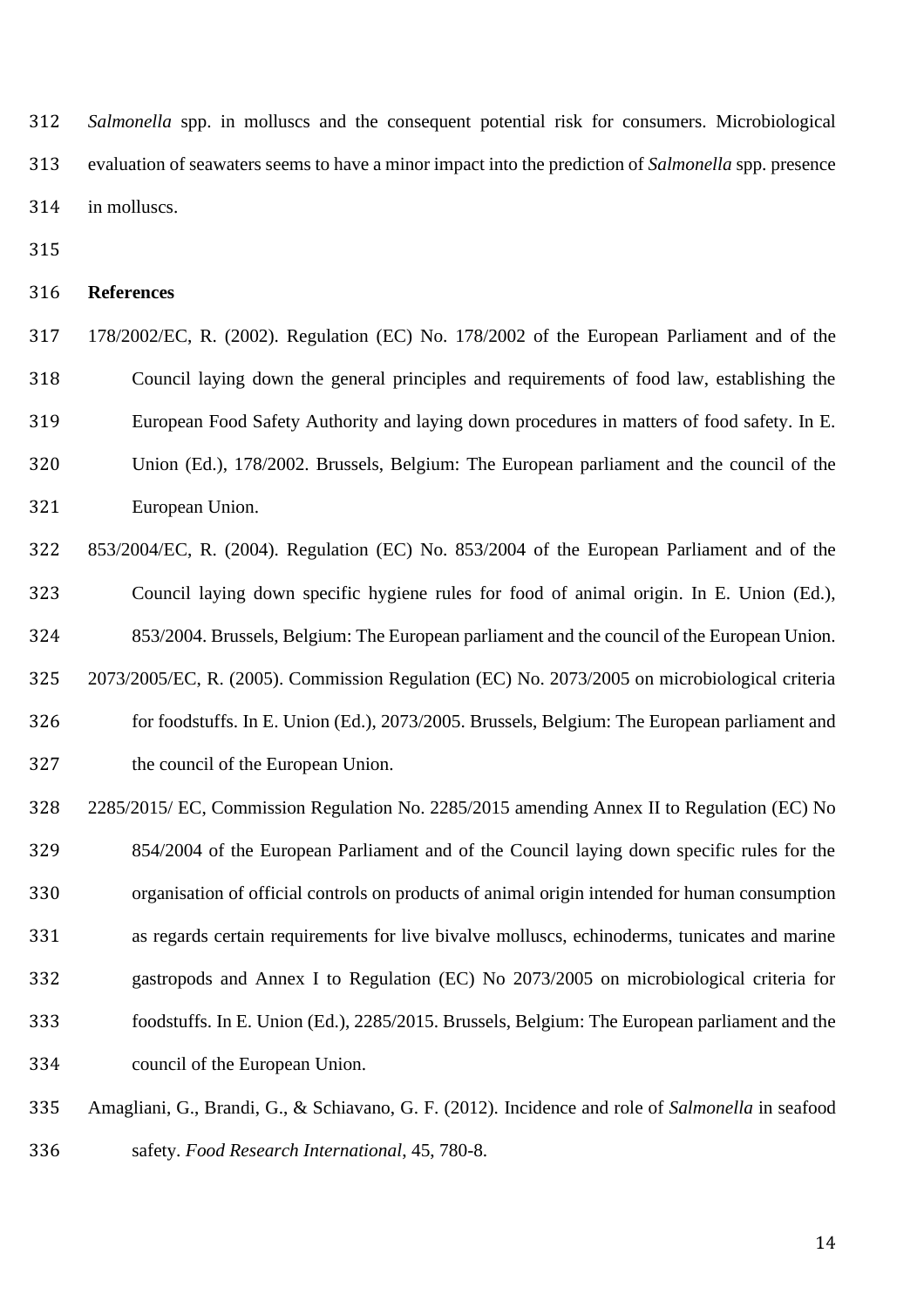*Salmonella* spp. in molluscs and the consequent potential risk for consumers. Microbiological evaluation of seawaters seems to have a minor impact into the prediction of *Salmonella* spp. presence in molluscs.

## References

178/2002/EC, R. (2002). Regulation (EC) No. 178/2002 of the European Parliament and of the Council laying down the general principles and requirements of food law, establishing the European Food Safety Authority and laying down procedures in matters of food safety. In E. Union (Ed.), 178/2002. Brussels, Belgium: The European parliament and the council of the European Union.

853/2004/EC, R. (2004). Regulation (EC) No. 853/2004 of the European Parliament and of the Council laying down specific hygiene rules for food of animal origin. In E. Union (Ed.), 853/2004. Brussels, Belgium: The European parliament and the council of the European Union.

2073/2005/EC, R. (2005). Commission Regulation (EC) No. 2073/2005 on microbiological criteria for foodstuffs. In E. Union (Ed.), 2073/2005. Brussels, Belgium: The European parliament and the council of the European Union.

2285/2015/ EC, Commission Regulation No. 2285/2015 amending Annex II to Regulation (EC) No 854/2004 of the European Parliament and of the Council laying down specific rules for the organisation of official controls on products of animal origin intended for human consumption as regards certain requirements for live bivalve molluscs, echinoderms, tunicates and marine gastropods and Annex I to Regulation (EC) No 2073/2005 on microbiological criteria for foodstuffs. In E. Union (Ed.), 2285/2015. Brussels, Belgium: The European parliament and the council of the European Union.

Amagliani, G., Brandi, G., & Schiavano, G. F. (2012). Incidence and role of *Salmonella* in seafood safety. *Food Research International*, 45, 780-8.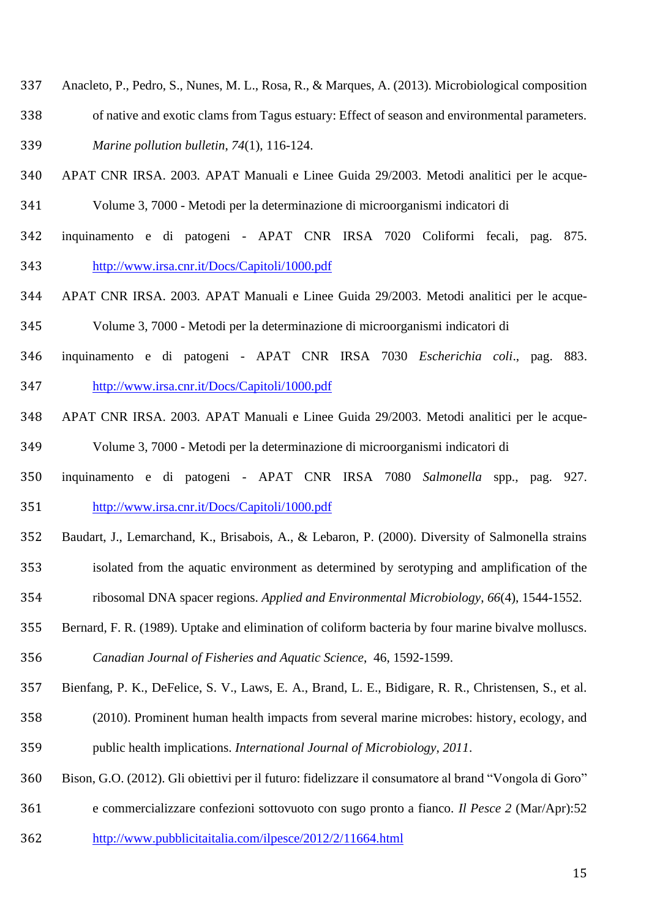Anacleto, P., Pedro, S., Nunes, M. L., Rosa, R., & Marques, A. (2013). Microbiological composition of native and exotic clams from Tagus estuary: Effect of season and environmental parameters. *Marine pollution bulletin*, *74*(1), 116-124.

APAT CNR IRSA. 2003. APAT Manuali e Linee Guida 29/2003. Metodi analitici per le acque- Volume 3, 7000 - Metodi per la determinazione di microorganismi indicatori di inquinamento e di patogeni - APAT CNR IRSA 7020 Coliformi fecali, pag. 875. http://www.irsa.cnr.it/Docs/Capitoli/1000.pdf

APAT CNR IRSA. 2003. APAT Manuali e Linee Guida 29/2003. Metodi analitici per le acque- Volume 3, 7000 - Metodi per la determinazione di microorganismi indicatori di inquinamento e di patogeni - APAT CNR IRSA 7030 *Escherichia coli*., pag. 883. http://www.irsa.cnr.it/Docs/Capitoli/1000.pdf

APAT CNR IRSA. 2003. APAT Manuali e Linee Guida 29/2003. Metodi analitici per le acque- Volume 3, 7000 - Metodi per la determinazione di microorganismi indicatori di inquinamento e di patogeni - APAT CNR IRSA 7080 *Salmonella* spp., pag. 927. http://www.irsa.cnr.it/Docs/Capitoli/1000.pdf

Baudart, J., Lemarchand, K., Brisabois, A., & Lebaron, P. (2000). Diversity of Salmonella strains isolated from the aquatic environment as determined by serotyping and amplification of the ribosomal DNA spacer regions. *Applied and Environmental Microbiology*, *66*(4), 1544-1552.

Bernard, F. R. (1989). Uptake and elimination of coliform bacteria by four marine bivalve molluscs. *Canadian Journal of Fisheries and Aquatic Science*, 46, 1592-1599.

Bienfang, P. K., DeFelice, S. V., Laws, E. A., Brand, L. E., Bidigare, R. R., Christensen, S., et al. (2010). Prominent human health impacts from several marine microbes: history, ecology, and public health implications. *International Journal of Microbiology*, *2011*.

Bison, G.O. (2012). Gli obiettivi per il futuro: fidelizzare il consumatore al brand "Vongola di Goro" e commercializzare confezioni sottovuoto con sugo pronto a fianco. *Il Pesce 2* (Mar/Apr):52 http://www.pubblicitaitalia.com/ilpesce/2012/2/11664.html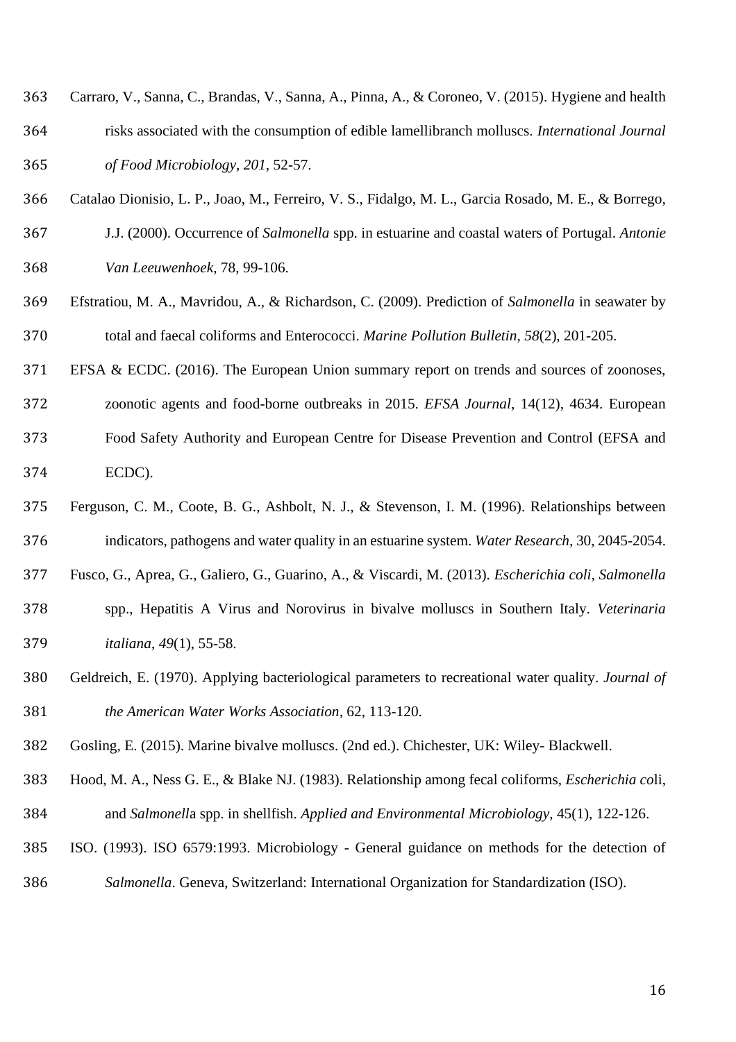Carraro, V., Sanna, C., Brandas, V., Sanna, A., Pinna, A., & Coroneo, V. (2015). Hygiene and health risks associated with the consumption of edible lamellibranch molluscs. *International Journal of Food Microbiology*, *201*, 52-57.

Catalao Dionisio, L. P., Joao, M., Ferreiro, V. S., Fidalgo, M. L., Garcia Rosado, M. E., & Borrego, J.J. (2000). Occurrence of *Salmonella* spp. in estuarine and coastal waters of Portugal. *Antonie Van Leeuwenhoek*, 78, 99-106.

Efstratiou, M. A., Mavridou, A., & Richardson, C. (2009). Prediction of *Salmonella* in seawater by total and faecal coliforms and Enterococci. *Marine Pollution Bulletin*, *58*(2), 201-205.

EFSA & ECDC. (2016). The European Union summary report on trends and sources of zoonoses, zoonotic agents and food-borne outbreaks in 2015. *EFSA Journal*, 14(12), 4634. European Food Safety Authority and European Centre for Disease Prevention and Control (EFSA and ECDC).

Ferguson, C. M., Coote, B. G., Ashbolt, N. J., & Stevenson, I. M. (1996). Relationships between indicators, pathogens and water quality in an estuarine system. *Water Research*, 30, 2045-2054.

Fusco, G., Aprea, G., Galiero, G., Guarino, A., & Viscardi, M. (2013). *Escherichia coli*, *Salmonella* spp., Hepatitis A Virus and Norovirus in bivalve molluscs in Southern Italy. *Veterinaria italiana*, *49*(1), 55-58.

Geldreich, E. (1970). Applying bacteriological parameters to recreational water quality. *Journal of the American Water Works Association*, 62, 113-120.

Gosling, E. (2015). Marine bivalve molluscs. (2nd ed.). Chichester, UK: Wiley- Blackwell.

Hood, M. A., Ness G. E., & Blake NJ. (1983). Relationship among fecal coliforms, *Escherichia co*li, and *Salmonell*a spp. in shellfish. *Applied and Environmental Microbiology*, 45(1), 122-126.

ISO. (1993). ISO 6579:1993. Microbiology - General guidance on methods for the detection of *Salmonella*. Geneva, Switzerland: International Organization for Standardization (ISO).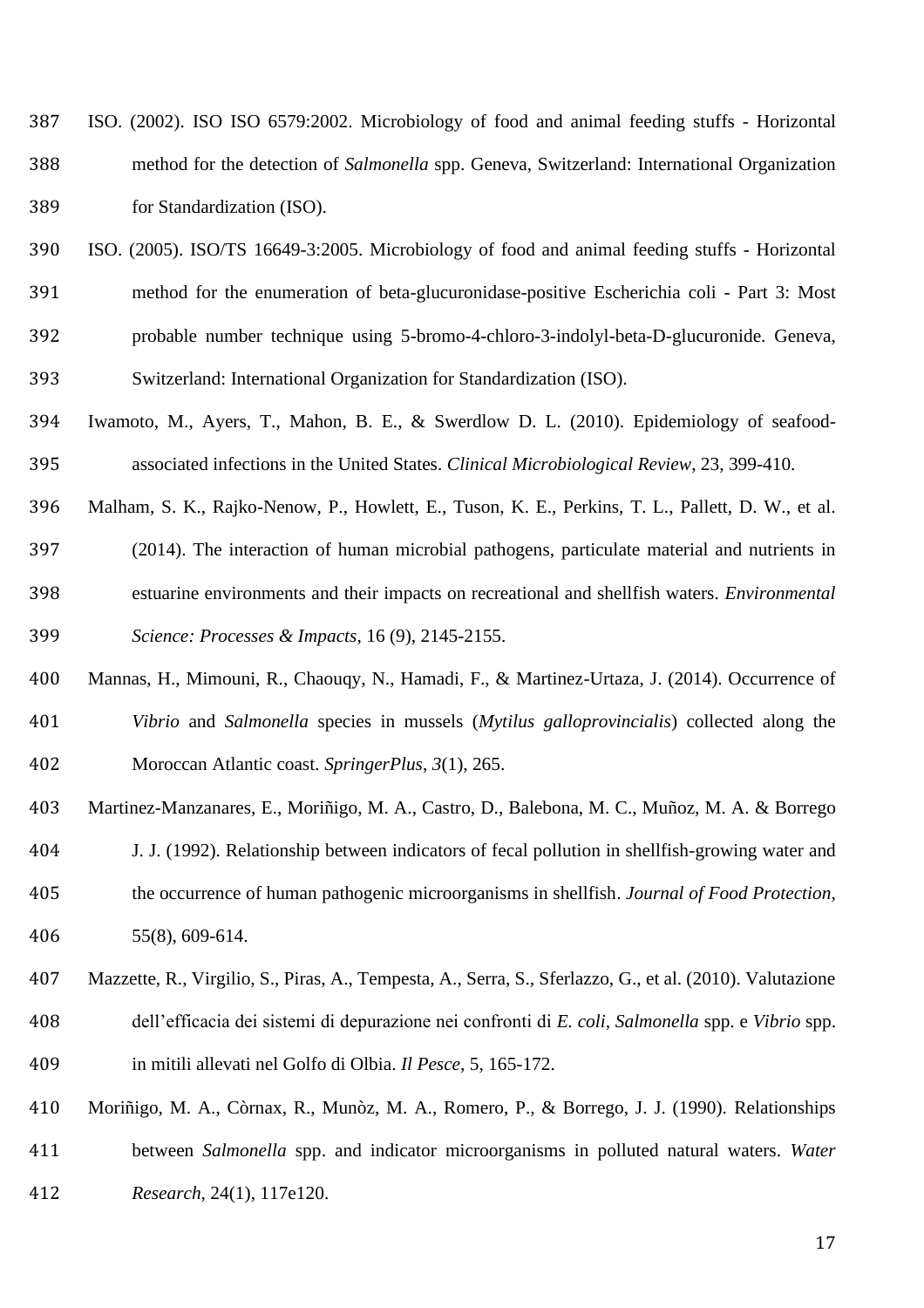ISO. (2002). ISO ISO 6579:2002. Microbiology of food and animal feeding stuffs - Horizontal method for the detection of *Salmonella* spp. Geneva, Switzerland: International Organization for Standardization (ISO).

ISO. (2005). ISO/TS 16649-3:2005. Microbiology of food and animal feeding stuffs - Horizontal method for the enumeration of beta-glucuronidase-positive Escherichia coli - Part 3: Most probable number technique using 5-bromo-4-chloro-3-indolyl-beta-D-glucuronide. Geneva, Switzerland: International Organization for Standardization (ISO).

Iwamoto, M., Ayers, T., Mahon, B. E., & Swerdlow D. L. (2010). Epidemiology of seafood-associated infections in the United States. *Clinical Microbiological Review*, 23, 399-410.

Malham, S. K., Rajko-Nenow, P., Howlett, E., Tuson, K. E., Perkins, T. L., Pallett, D. W., et al. (2014). The interaction of human microbial pathogens, particulate material and nutrients in estuarine environments and their impacts on recreational and shellfish waters. *Environmental Science: Processes & Impacts*, 16 (9), 2145-2155.

Mannas, H., Mimouni, R., Chaouqy, N., Hamadi, F., & Martinez-Urtaza, J. (2014). Occurrence of *Vibrio* and *Salmonella* species in mussels (*Mytilus galloprovincialis*) collected along the Moroccan Atlantic coast. *SpringerPlus*, *3*(1), 265.

Martinez-Manzanares, E., Moriñigo, M. A., Castro, D., Balebona, M. C., Muñoz, M. A. & Borrego J. J. (1992). Relationship between indicators of fecal pollution in shellfish-growing water and the occurrence of human pathogenic microorganisms in shellfish. *Journal of Food Protection*, 55(8), 609-614.

Mazzette, R., Virgilio, S., Piras, A., Tempesta, A., Serra, S., Sferlazzo, G., et al. (2010). Valutazione dell'efficacia dei sistemi di depurazione nei confronti di *E. coli*, *Salmonella* spp. e *Vibrio* spp. in mitili allevati nel Golfo di Olbia. *Il Pesce*, 5, 165-172.

Moriñigo, M. A., Còrnax, R., Munòz, M. A., Romero, P., & Borrego, J. J. (1990). Relationships between *Salmonella* spp. and indicator microorganisms in polluted natural waters. *Water Research*, 24(1), 117e120.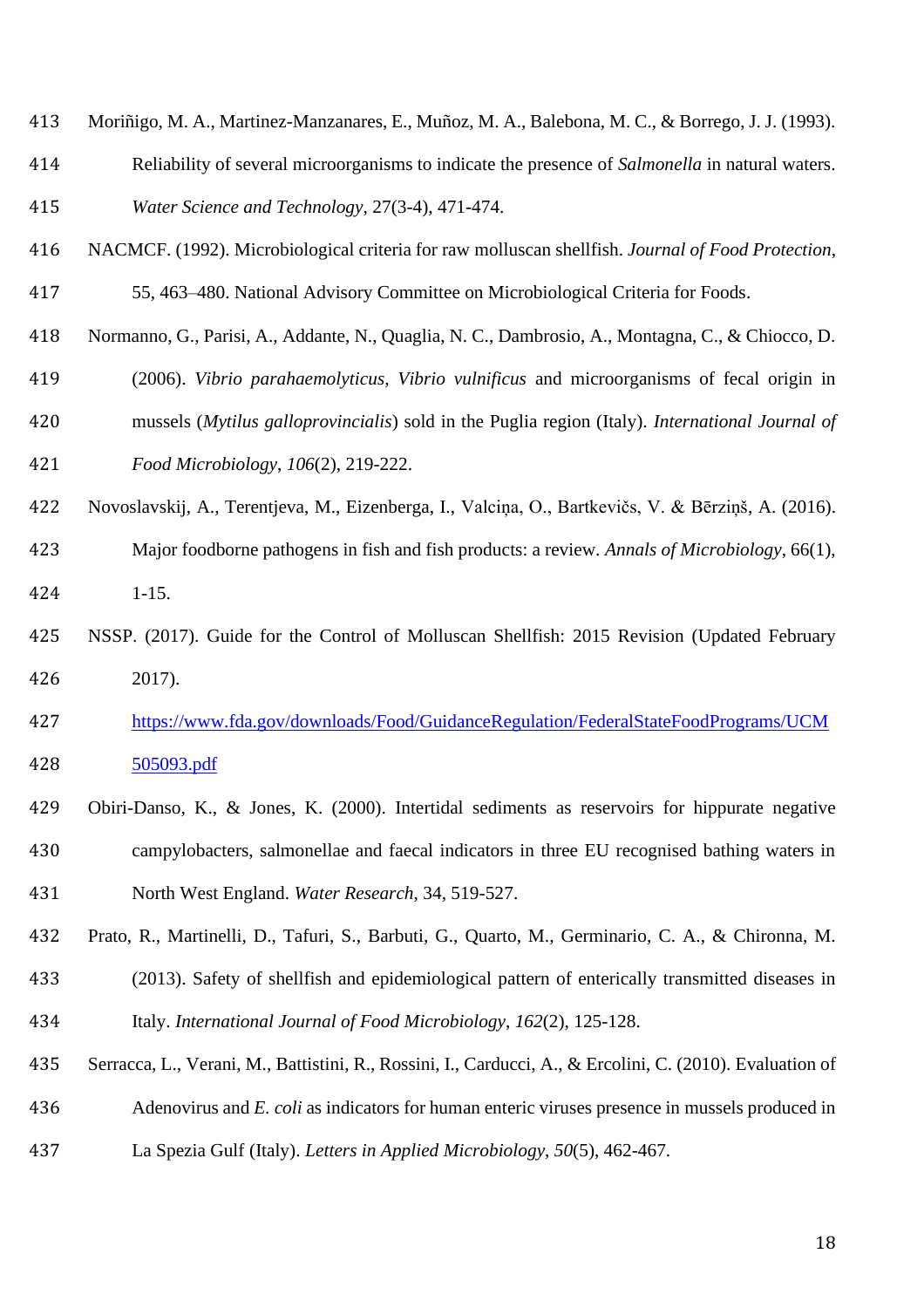Moriñigo, M. A., Martinez-Manzanares, E., Muñoz, M. A., Balebona, M. C., & Borrego, J. J. (1993). Reliability of several microorganisms to indicate the presence of *Salmonella* in natural waters. *Water Science and Technology*, 27(3-4), 471-474.

NACMCF. (1992). Microbiological criteria for raw molluscan shellfish. *Journal of Food Protection*, 55, 463–480. National Advisory Committee on Microbiological Criteria for Foods.

Normanno, G., Parisi, A., Addante, N., Quaglia, N. C., Dambrosio, A., Montagna, C., & Chiocco, D. (2006). *Vibrio parahaemolyticus, Vibrio vulnificus* and microorganisms of fecal origin in mussels (*Mytilus galloprovincialis*) sold in the Puglia region (Italy). *International Journal of Food Microbiology*, *106*(2), 219-222.

Novoslavskij, A., Terentjeva, M., Eizenberga, I., Valciņa, O., Bartkevičs, V. & Bērziņš, A. (2016). Major foodborne pathogens in fish and fish products: a review. *Annals of Microbiology*, 66(1), 1-15.

NSSP. (2017). Guide for the Control of Molluscan Shellfish: 2015 Revision (Updated February 2017). https://www.fda.gov/downloads/Food/GuidanceRegulation/FederalStateFoodPrograms/UCM505093.pdf

Obiri-Danso, K., & Jones, K. (2000). Intertidal sediments as reservoirs for hippurate negative campylobacters, salmonellae and faecal indicators in three EU recognised bathing waters in North West England. *Water Research*, 34, 519-527.

Prato, R., Martinelli, D., Tafuri, S., Barbuti, G., Quarto, M., Germinario, C. A., & Chironna, M. (2013). Safety of shellfish and epidemiological pattern of enterically transmitted diseases in Italy. *International Journal of Food Microbiology*, *162*(2), 125-128.

Serracca, L., Verani, M., Battistini, R., Rossini, I., Carducci, A., & Ercolini, C. (2010). Evaluation of Adenovirus and *E. coli* as indicators for human enteric viruses presence in mussels produced in La Spezia Gulf (Italy). *Letters in Applied Microbiology*, *50*(5), 462-467.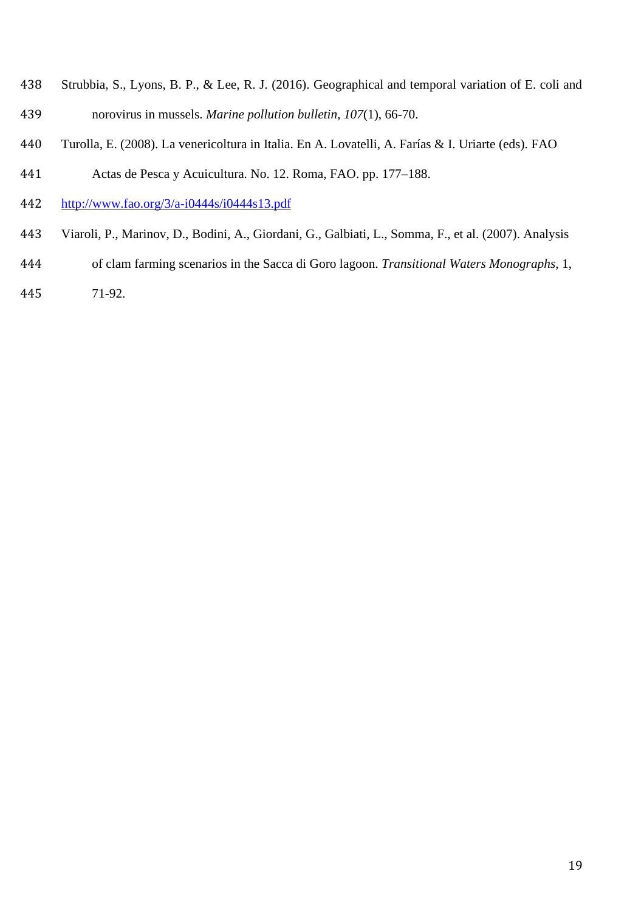Strubbia, S., Lyons, B. P., & Lee, R. J. (2016). Geographical and temporal variation of E. coli and norovirus in mussels. *Marine pollution bulletin*, *107*(1), 66-70.

Turolla, E. (2008). La venericoltura in Italia. En A. Lovatelli, A. Farías & I. Uriarte (eds). FAO Actas de Pesca y Acuicultura. No. 12. Roma, FAO. pp. 177–188.

http://www.fao.org/3/a-i0444s/i0444s13.pdf

Viaroli, P., Marinov, D., Bodini, A., Giordani, G., Galbiati, L., Somma, F., et al. (2007). Analysis of clam farming scenarios in the Sacca di Goro lagoon. *Transitional Waters Monographs*, 1, 71-92.